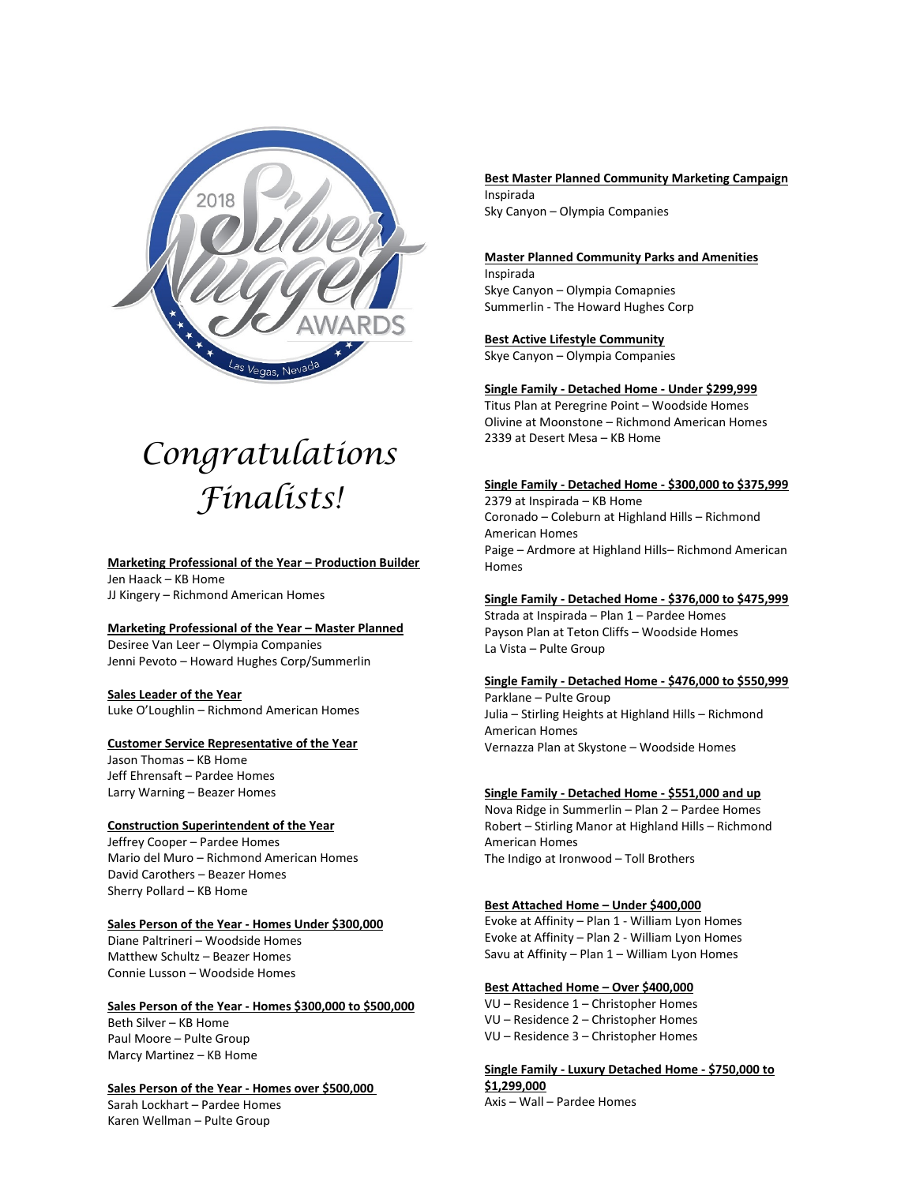# Congratulations Finalists!

**Marketing Professional of the Year – Production Builder**
Jen Haack – KB Home
JJ Kingery – Richmond American Homes

**Marketing Professional of the Year – Master Planned**
Desiree Van Leer – Olympia Companies
Jenni Pevoto – Howard Hughes Corp/Summerlin

**Sales Leader of the Year**
Luke O'Loughlin – Richmond American Homes

**Customer Service Representative of the Year**
Jason Thomas – KB Home
Jeff Ehrensaft – Pardee Homes
Larry Warning – Beazer Homes

**Construction Superintendent of the Year**
Jeffrey Cooper – Pardee Homes
Mario del Muro – Richmond American Homes
David Carothers – Beazer Homes
Sherry Pollard – KB Home

**Sales Person of the Year - Homes Under $300,000**
Diane Paltrineri – Woodside Homes
Matthew Schultz – Beazer Homes
Connie Lusson – Woodside Homes

**Sales Person of the Year - Homes $300,000 to $500,000**
Beth Silver – KB Home
Paul Moore – Pulte Group
Marcy Martinez – KB Home

**Sales Person of the Year - Homes over $500,000**
Sarah Lockhart – Pardee Homes
Karen Wellman – Pulte Group

**Best Master Planned Community Marketing Campaign**
Inspirada
Sky Canyon – Olympia Companies

**Master Planned Community Parks and Amenities**
Inspirada
Skye Canyon – Olympia Comapnies
Summerlin - The Howard Hughes Corp

**Best Active Lifestyle Community**
Skye Canyon – Olympia Companies

**Single Family - Detached Home - Under $299,999**
Titus Plan at Peregrine Point – Woodside Homes
Olivine at Moonstone – Richmond American Homes
2339 at Desert Mesa – KB Home

**Single Family - Detached Home - $300,000 to $375,999**
2379 at Inspirada – KB Home
Coronado – Coleburn at Highland Hills – Richmond American Homes
Paige – Ardmore at Highland Hills– Richmond American Homes

**Single Family - Detached Home - $376,000 to $475,999**
Strada at Inspirada – Plan 1 – Pardee Homes
Payson Plan at Teton Cliffs – Woodside Homes
La Vista – Pulte Group

**Single Family - Detached Home - $476,000 to $550,999**
Parklane – Pulte Group
Julia – Stirling Heights at Highland Hills – Richmond American Homes
Vernazza Plan at Skystone – Woodside Homes

**Single Family - Detached Home - $551,000 and up**
Nova Ridge in Summerlin – Plan 2 – Pardee Homes
Robert – Stirling Manor at Highland Hills – Richmond American Homes
The Indigo at Ironwood – Toll Brothers

**Best Attached Home – Under $400,000**
Evoke at Affinity – Plan 1 - William Lyon Homes
Evoke at Affinity – Plan 2 - William Lyon Homes
Savu at Affinity – Plan 1 – William Lyon Homes

**Best Attached Home – Over $400,000**
VU – Residence 1 – Christopher Homes
VU – Residence 2 – Christopher Homes
VU – Residence 3 – Christopher Homes

**Single Family - Luxury Detached Home - $750,000 to $1,299,000**
Axis – Wall – Pardee Homes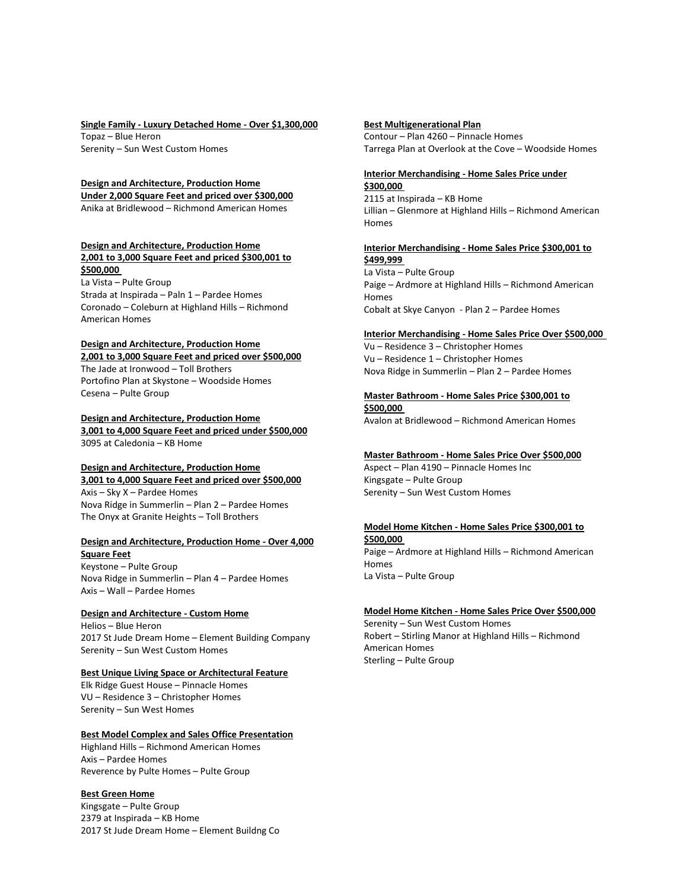**Single Family - Luxury Detached Home - Over $1,300,000**
Topaz – Blue Heron
Serenity – Sun West Custom Homes

**Design and Architecture, Production Home Under 2,000 Square Feet and priced over $300,000**
Anika at Bridlewood – Richmond American Homes

**Design and Architecture, Production Home 2,001 to 3,000 Square Feet and priced $300,001 to $500,000**
La Vista – Pulte Group
Strada at Inspirada – Paln 1 – Pardee Homes
Coronado – Coleburn at Highland Hills – Richmond American Homes

**Design and Architecture, Production Home 2,001 to 3,000 Square Feet and priced over $500,000**
The Jade at Ironwood – Toll Brothers
Portofino Plan at Skystone – Woodside Homes
Cesena – Pulte Group

**Design and Architecture, Production Home 3,001 to 4,000 Square Feet and priced under $500,000**
3095 at Caledonia – KB Home

**Design and Architecture, Production Home 3,001 to 4,000 Square Feet and priced over $500,000**
Axis – Sky X – Pardee Homes
Nova Ridge in Summerlin – Plan 2 – Pardee Homes
The Onyx at Granite Heights – Toll Brothers

**Design and Architecture, Production Home - Over 4,000 Square Feet**
Keystone – Pulte Group
Nova Ridge in Summerlin – Plan 4 – Pardee Homes
Axis – Wall – Pardee Homes

**Design and Architecture - Custom Home**
Helios – Blue Heron
2017 St Jude Dream Home – Element Building Company
Serenity – Sun West Custom Homes

**Best Unique Living Space or Architectural Feature**
Elk Ridge Guest House – Pinnacle Homes
VU – Residence 3 – Christopher Homes
Serenity – Sun West Homes

**Best Model Complex and Sales Office Presentation**
Highland Hills – Richmond American Homes
Axis – Pardee Homes
Reverence by Pulte Homes – Pulte Group

**Best Green Home**
Kingsgate – Pulte Group
2379 at Inspirada – KB Home
2017 St Jude Dream Home – Element Buildng Co

**Best Multigenerational Plan**
Contour – Plan 4260 – Pinnacle Homes
Tarrega Plan at Overlook at the Cove – Woodside Homes

**Interior Merchandising - Home Sales Price under $300,000**
2115 at Inspirada – KB Home
Lillian – Glenmore at Highland Hills – Richmond American Homes

**Interior Merchandising - Home Sales Price $300,001 to $499,999**
La Vista – Pulte Group
Paige – Ardmore at Highland Hills – Richmond American Homes
Cobalt at Skye Canyon - Plan 2 – Pardee Homes

**Interior Merchandising - Home Sales Price Over $500,000**
Vu – Residence 3 – Christopher Homes
Vu – Residence 1 – Christopher Homes
Nova Ridge in Summerlin – Plan 2 – Pardee Homes

**Master Bathroom - Home Sales Price $300,001 to $500,000**
Avalon at Bridlewood – Richmond American Homes

**Master Bathroom - Home Sales Price Over $500,000**
Aspect – Plan 4190 – Pinnacle Homes Inc
Kingsgate – Pulte Group
Serenity – Sun West Custom Homes

**Model Home Kitchen - Home Sales Price $300,001 to $500,000**
Paige – Ardmore at Highland Hills – Richmond American Homes
La Vista – Pulte Group

**Model Home Kitchen - Home Sales Price Over $500,000**
Serenity – Sun West Custom Homes
Robert – Stirling Manor at Highland Hills – Richmond American Homes
Sterling – Pulte Group